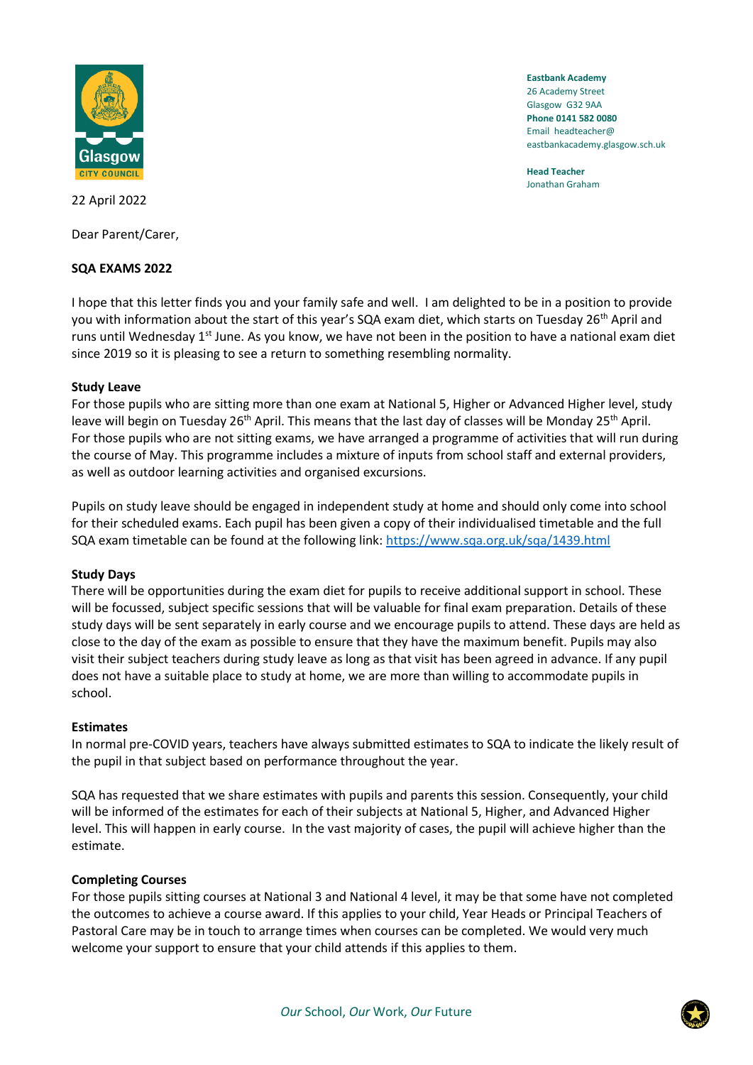Eastbank Academy
26 Academy Street
Glasgow G32 9AA
**Phone 0141 582 0080**
Email headteacher@eastbankacademy.glasgow.sch.uk

**Head Teacher**
Jonathan Graham

22 April 2022

Dear Parent/Carer,

**SQA EXAMS 2022**

I hope that this letter finds you and your family safe and well. I am delighted to be in a position to provide you with information about the start of this year's SQA exam diet, which starts on Tuesday 26th April and runs until Wednesday 1st June. As you know, we have not been in the position to have a national exam diet since 2019 so it is pleasing to see a return to something resembling normality.

**Study Leave**

For those pupils who are sitting more than one exam at National 5, Higher or Advanced Higher level, study leave will begin on Tuesday 26th April. This means that the last day of classes will be Monday 25th April. For those pupils who are not sitting exams, we have arranged a programme of activities that will run during the course of May. This programme includes a mixture of inputs from school staff and external providers, as well as outdoor learning activities and organised excursions.

Pupils on study leave should be engaged in independent study at home and should only come into school for their scheduled exams. Each pupil has been given a copy of their individualised timetable and the full SQA exam timetable can be found at the following link: https://www.sqa.org.uk/sqa/1439.html

**Study Days**

There will be opportunities during the exam diet for pupils to receive additional support in school. These will be focussed, subject specific sessions that will be valuable for final exam preparation. Details of these study days will be sent separately in early course and we encourage pupils to attend. These days are held as close to the day of the exam as possible to ensure that they have the maximum benefit. Pupils may also visit their subject teachers during study leave as long as that visit has been agreed in advance. If any pupil does not have a suitable place to study at home, we are more than willing to accommodate pupils in school.

**Estimates**

In normal pre-COVID years, teachers have always submitted estimates to SQA to indicate the likely result of the pupil in that subject based on performance throughout the year.

SQA has requested that we share estimates with pupils and parents this session. Consequently, your child will be informed of the estimates for each of their subjects at National 5, Higher, and Advanced Higher level. This will happen in early course. In the vast majority of cases, the pupil will achieve higher than the estimate.

**Completing Courses**

For those pupils sitting courses at National 3 and National 4 level, it may be that some have not completed the outcomes to achieve a course award. If this applies to your child, Year Heads or Principal Teachers of Pastoral Care may be in touch to arrange times when courses can be completed. We would very much welcome your support to ensure that your child attends if this applies to them.

*Our* School, *Our* Work, *Our* Future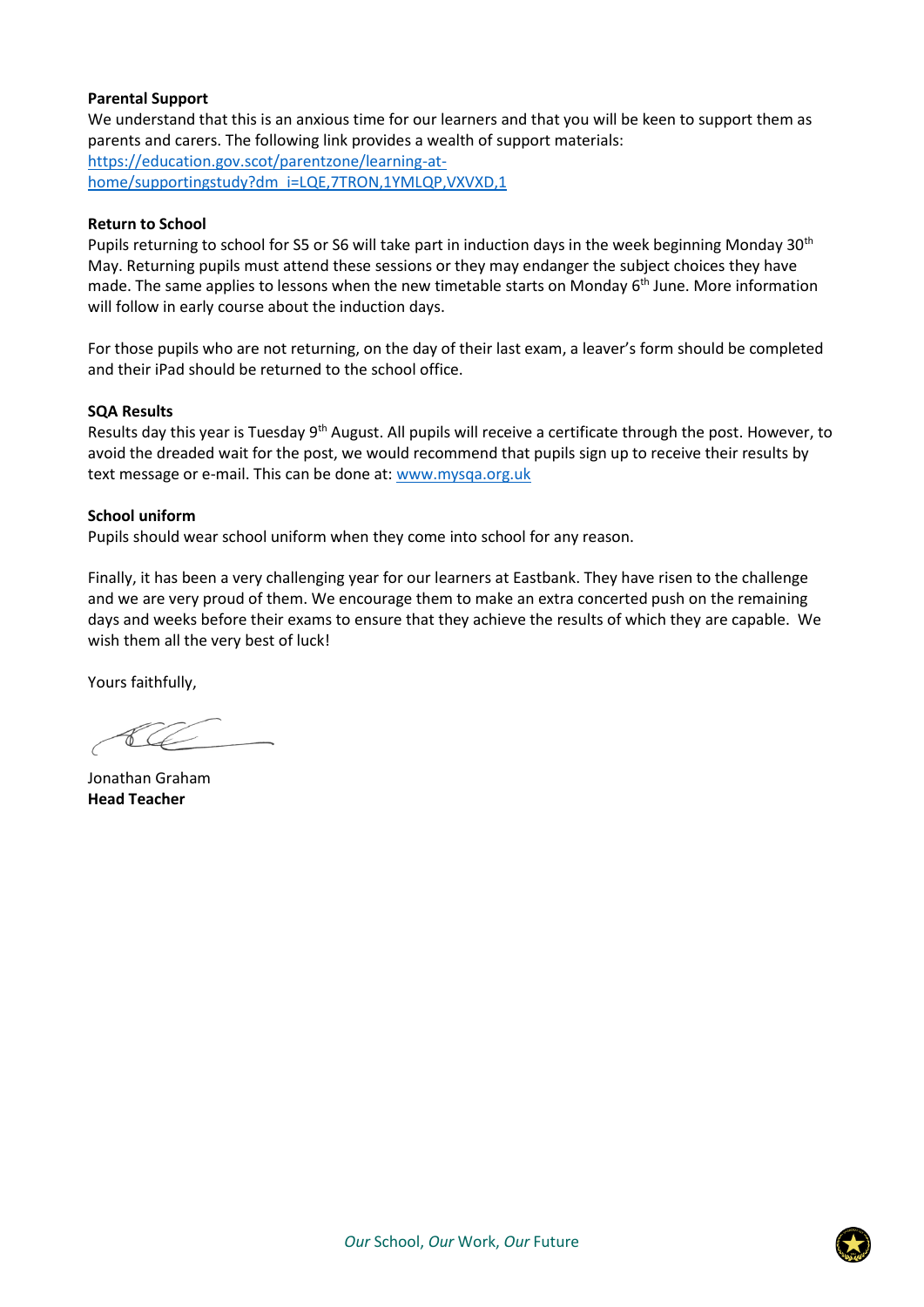**Parental Support**

We understand that this is an anxious time for our learners and that you will be keen to support them as parents and carers. The following link provides a wealth of support materials: https://education.gov.scot/parentzone/learning-at-home/supportingstudy?dm_i=LQE,7TRON,1YMLQP,VXVXD,1

**Return to School**

Pupils returning to school for S5 or S6 will take part in induction days in the week beginning Monday 30th May. Returning pupils must attend these sessions or they may endanger the subject choices they have made. The same applies to lessons when the new timetable starts on Monday 6th June. More information will follow in early course about the induction days.

For those pupils who are not returning, on the day of their last exam, a leaver's form should be completed and their iPad should be returned to the school office.

**SQA Results**

Results day this year is Tuesday 9th August. All pupils will receive a certificate through the post. However, to avoid the dreaded wait for the post, we would recommend that pupils sign up to receive their results by text message or e-mail. This can be done at: www.mysqa.org.uk

**School uniform**

Pupils should wear school uniform when they come into school for any reason.

Finally, it has been a very challenging year for our learners at Eastbank. They have risen to the challenge and we are very proud of them. We encourage them to make an extra concerted push on the remaining days and weeks before their exams to ensure that they achieve the results of which they are capable. We wish them all the very best of luck!

Yours faithfully,

Jonathan Graham
**Head Teacher**